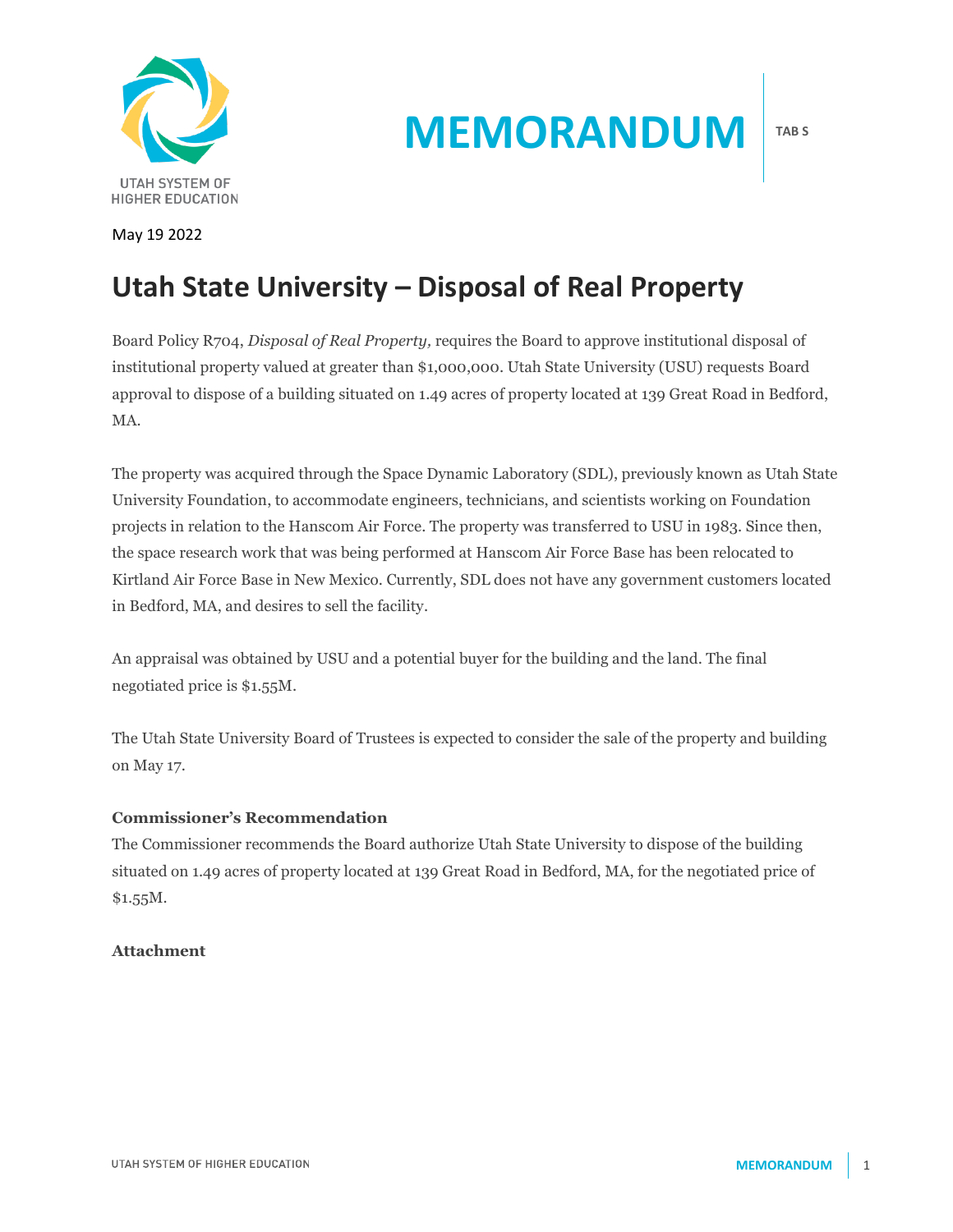# MEMORANDUM

TAB S

May 19 2022

## Utah State University – Disposal of Real Property

Board Policy R704, *Disposal of Real Property,* requires the Board to approve institutional disposal of institutional property valued at greater than $1,000,000. Utah State University (USU) requests Board approval to dispose of a building situated on 1.49 acres of property located at 139 Great Road in Bedford, MA.

The property was acquired through the Space Dynamic Laboratory (SDL), previously known as Utah State University Foundation, to accommodate engineers, technicians, and scientists working on Foundation projects in relation to the Hanscom Air Force. The property was transferred to USU in 1983. Since then, the space research work that was being performed at Hanscom Air Force Base has been relocated to Kirtland Air Force Base in New Mexico. Currently, SDL does not have any government customers located in Bedford, MA, and desires to sell the facility.

An appraisal was obtained by USU and a potential buyer for the building and the land. The final negotiated price is $1.55M.

The Utah State University Board of Trustees is expected to consider the sale of the property and building on May 17.

**Commissioner's Recommendation**

The Commissioner recommends the Board authorize Utah State University to dispose of the building situated on 1.49 acres of property located at 139 Great Road in Bedford, MA, for the negotiated price of $1.55M.

**Attachment**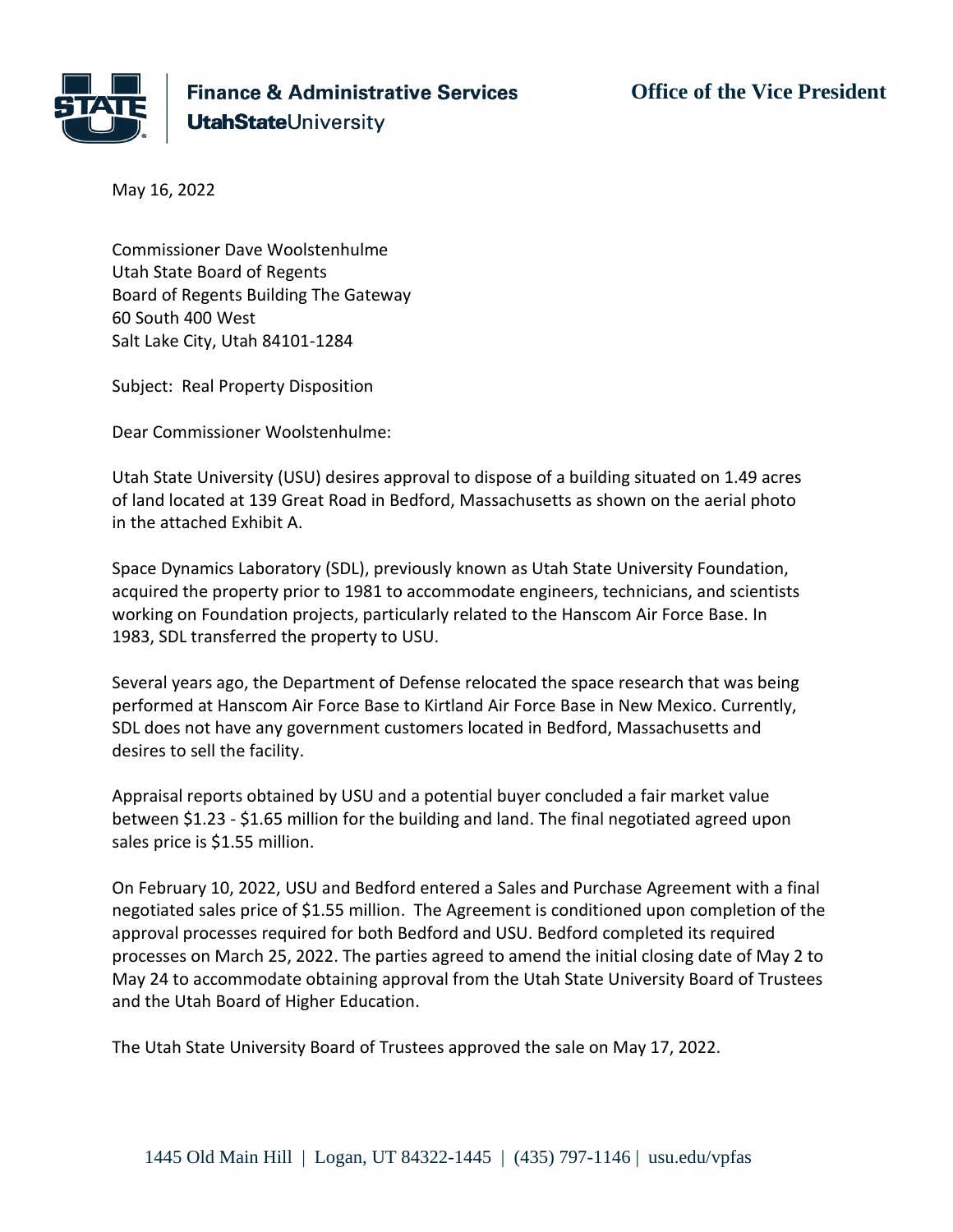**Finance & Administrative Services**
**UtahState**University

**Office of the Vice President**

May 16, 2022

Commissioner Dave Woolstenhulme
Utah State Board of Regents
Board of Regents Building The Gateway
60 South 400 West
Salt Lake City, Utah 84101-1284

Subject: Real Property Disposition

Dear Commissioner Woolstenhulme:

Utah State University (USU) desires approval to dispose of a building situated on 1.49 acres of land located at 139 Great Road in Bedford, Massachusetts as shown on the aerial photo in the attached Exhibit A.

Space Dynamics Laboratory (SDL), previously known as Utah State University Foundation, acquired the property prior to 1981 to accommodate engineers, technicians, and scientists working on Foundation projects, particularly related to the Hanscom Air Force Base. In 1983, SDL transferred the property to USU.

Several years ago, the Department of Defense relocated the space research that was being performed at Hanscom Air Force Base to Kirtland Air Force Base in New Mexico. Currently, SDL does not have any government customers located in Bedford, Massachusetts and desires to sell the facility.

Appraisal reports obtained by USU and a potential buyer concluded a fair market value between $1.23 - $1.65 million for the building and land. The final negotiated agreed upon sales price is $1.55 million.

On February 10, 2022, USU and Bedford entered a Sales and Purchase Agreement with a final negotiated sales price of $1.55 million. The Agreement is conditioned upon completion of the approval processes required for both Bedford and USU. Bedford completed its required processes on March 25, 2022. The parties agreed to amend the initial closing date of May 2 to May 24 to accommodate obtaining approval from the Utah State University Board of Trustees and the Utah Board of Higher Education.

The Utah State University Board of Trustees approved the sale on May 17, 2022.

1445 Old Main Hill | Logan, UT 84322-1445 | (435) 797-1146 | usu.edu/vpfas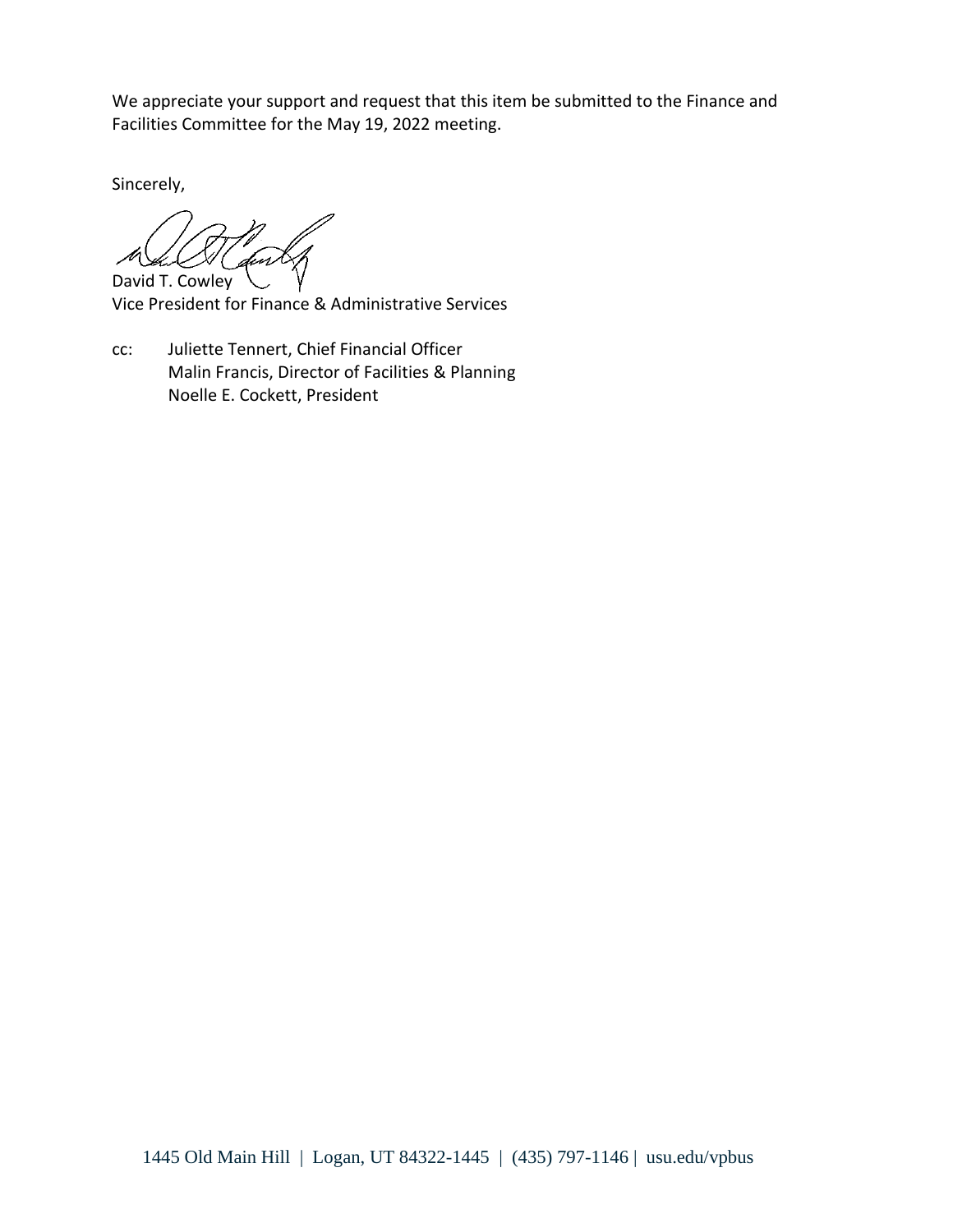We appreciate your support and request that this item be submitted to the Finance and Facilities Committee for the May 19, 2022 meeting.

Sincerely,

David T. Cowley
Vice President for Finance & Administrative Services

cc: Juliette Tennert, Chief Financial Officer
Malin Francis, Director of Facilities & Planning
Noelle E. Cockett, President

1445 Old Main Hill | Logan, UT 84322-1445 | (435) 797-1146 | usu.edu/vpbus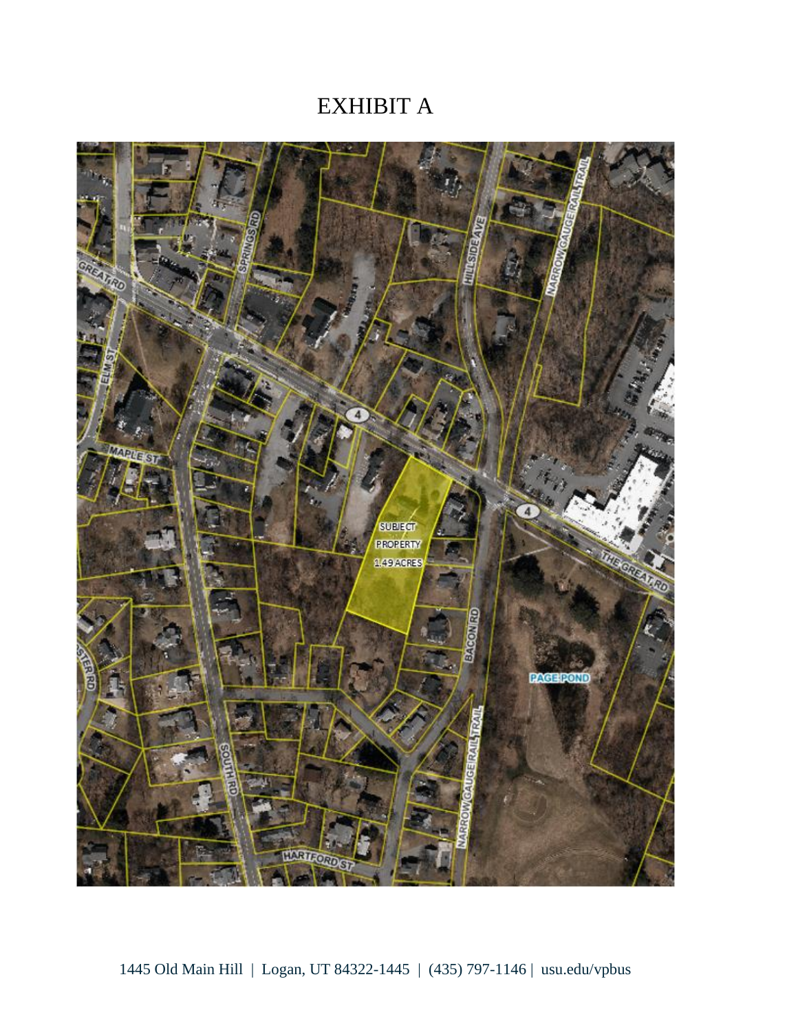# EXHIBIT A

SUBJECT PROPERTY 1.49 ACRES

GREAT RD

SPRINGS RD

HILLSIDE AVE

NARROW GAUGE RAIL TRAIL

ELM ST

MAPLE ST

4

THE GREAT RD

BACON RD

PAGE POND

SOUTH RD

HARTFORD ST